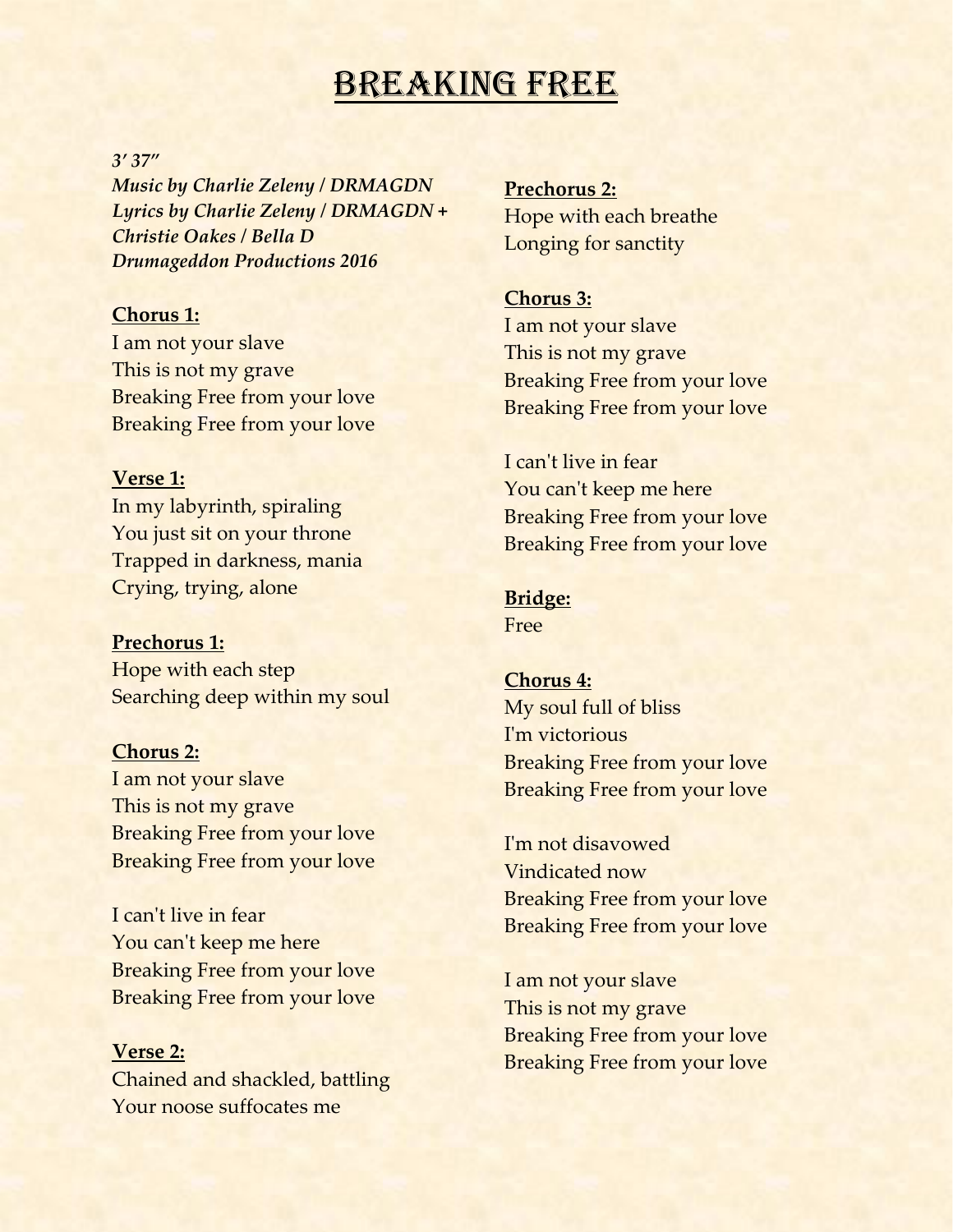# Breaking Free

*3′ 37″*
***Music by Charlie Zeleny / DRMAGDN***
***Lyrics by Charlie Zeleny / DRMAGDN + Christie Oakes / Bella D***
***Drumageddon Productions 2016***

**Chorus 1:**
I am not your slave
This is not my grave
Breaking Free from your love
Breaking Free from your love

**Verse 1:**
In my labyrinth, spiraling
You just sit on your throne
Trapped in darkness, mania
Crying, trying, alone

**Prechorus 1:**
Hope with each step
Searching deep within my soul

**Chorus 2:**
I am not your slave
This is not my grave
Breaking Free from your love
Breaking Free from your love

I can't live in fear
You can't keep me here
Breaking Free from your love
Breaking Free from your love

**Verse 2:**
Chained and shackled, battling
Your noose suffocates me

**Prechorus 2:**
Hope with each breathe
Longing for sanctity

**Chorus 3:**
I am not your slave
This is not my grave
Breaking Free from your love
Breaking Free from your love

I can't live in fear
You can't keep me here
Breaking Free from your love
Breaking Free from your love

**Bridge:**
Free

**Chorus 4:**
My soul full of bliss
I'm victorious
Breaking Free from your love
Breaking Free from your love

I'm not disavowed
Vindicated now
Breaking Free from your love
Breaking Free from your love

I am not your slave
This is not my grave
Breaking Free from your love
Breaking Free from your love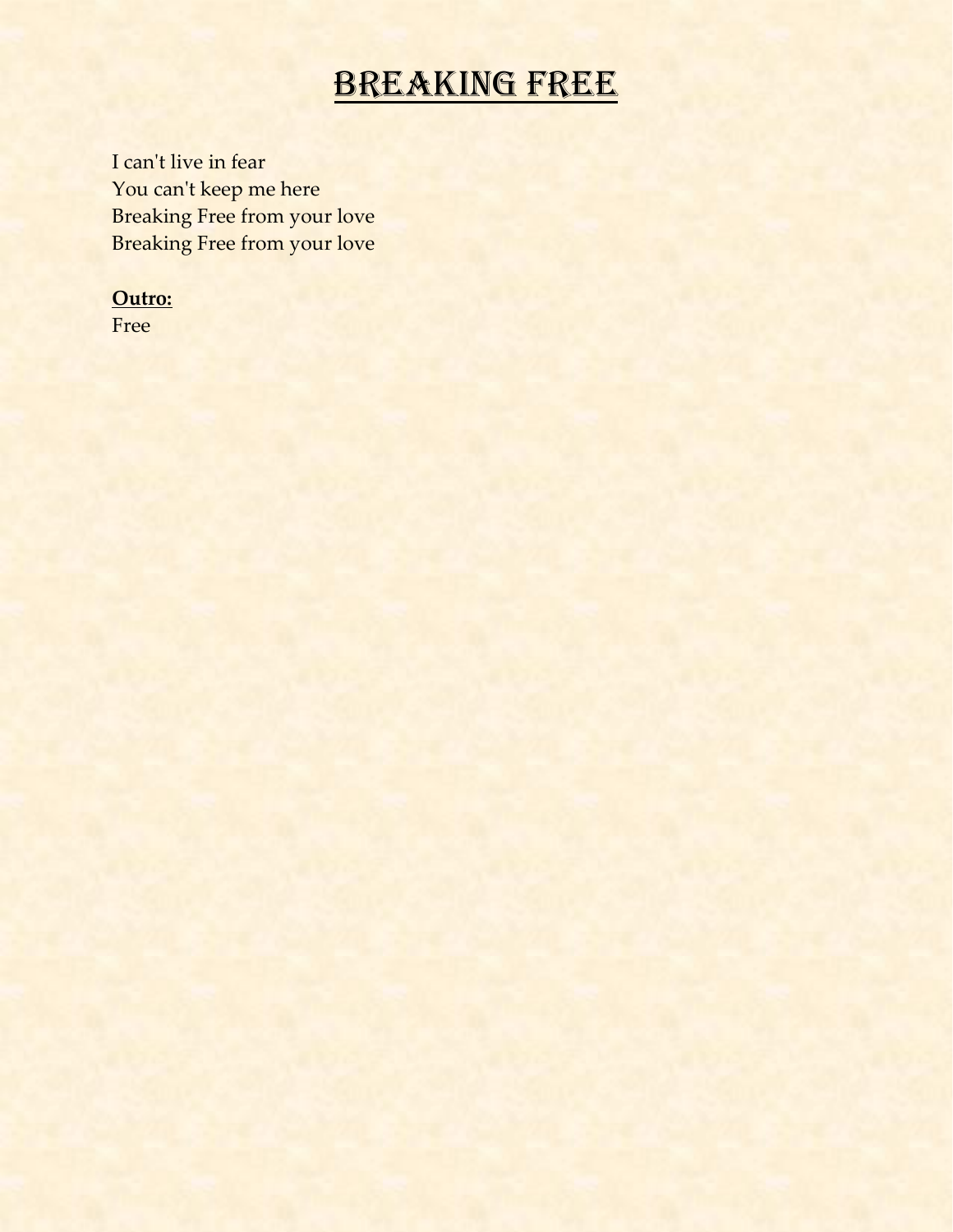# Breaking Free

I can't live in fear
You can't keep me here
Breaking Free from your love
Breaking Free from your love

**Outro:**
Free